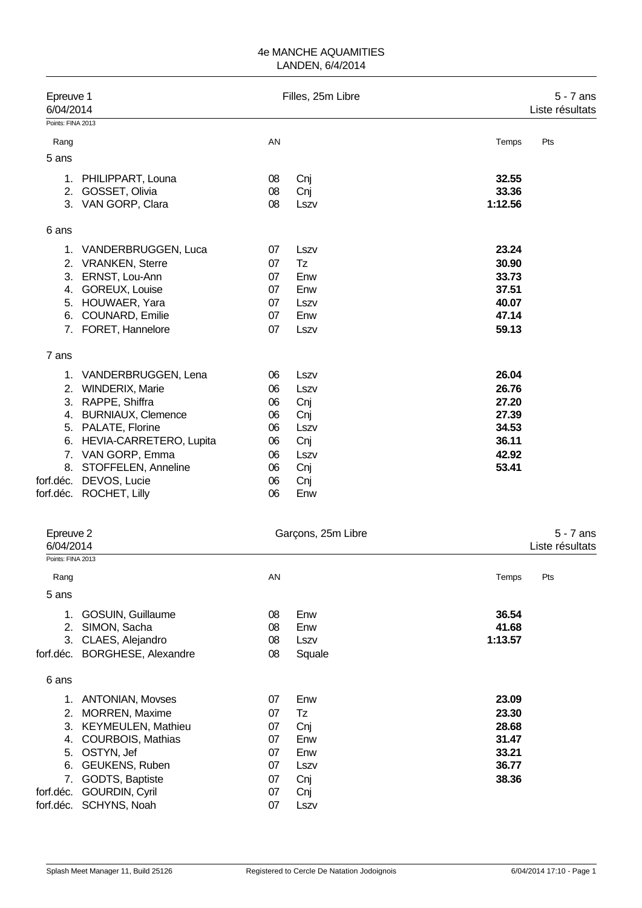# 4e MANCHE AQUAMITIES
LANDEN, 6/4/2014

## Epreuve 1 — Filles, 25m Libre — 5 - 7 ans

6/04/2014 — Liste résultats

Points: FINA 2013

| Rang | | AN | | Temps | Pts |
|---|---|---|---|---|---|
| **5 ans** | | | | | |
| 1. | PHILIPPART, Louna | 08 | Cnj | **32.55** | |
| 2. | GOSSET, Olivia | 08 | Cnj | **33.36** | |
| 3. | VAN GORP, Clara | 08 | Lszv | **1:12.56** | |
| **6 ans** | | | | | |
| 1. | VANDERBRUGGEN, Luca | 07 | Lszv | **23.24** | |
| 2. | VRANKEN, Sterre | 07 | Tz | **30.90** | |
| 3. | ERNST, Lou-Ann | 07 | Enw | **33.73** | |
| 4. | GOREUX, Louise | 07 | Enw | **37.51** | |
| 5. | HOUWAER, Yara | 07 | Lszv | **40.07** | |
| 6. | COUNARD, Emilie | 07 | Enw | **47.14** | |
| 7. | FORET, Hannelore | 07 | Lszv | **59.13** | |
| **7 ans** | | | | | |
| 1. | VANDERBRUGGEN, Lena | 06 | Lszv | **26.04** | |
| 2. | WINDERIX, Marie | 06 | Lszv | **26.76** | |
| 3. | RAPPE, Shiffra | 06 | Cnj | **27.20** | |
| 4. | BURNIAUX, Clemence | 06 | Cnj | **27.39** | |
| 5. | PALATE, Florine | 06 | Lszv | **34.53** | |
| 6. | HEVIA-CARRETERO, Lupita | 06 | Cnj | **36.11** | |
| 7. | VAN GORP, Emma | 06 | Lszv | **42.92** | |
| 8. | STOFFELEN, Anneline | 06 | Cnj | **53.41** | |
| forf.déc. | DEVOS, Lucie | 06 | Cnj | | |
| forf.déc. | ROCHET, Lilly | 06 | Enw | | |

## Epreuve 2 — Garçons, 25m Libre — 5 - 7 ans

6/04/2014 — Liste résultats

Points: FINA 2013

| Rang | | AN | | Temps | Pts |
|---|---|---|---|---|---|
| **5 ans** | | | | | |
| 1. | GOSUIN, Guillaume | 08 | Enw | **36.54** | |
| 2. | SIMON, Sacha | 08 | Enw | **41.68** | |
| 3. | CLAES, Alejandro | 08 | Lszv | **1:13.57** | |
| forf.déc. | BORGHESE, Alexandre | 08 | Squale | | |
| **6 ans** | | | | | |
| 1. | ANTONIAN, Movses | 07 | Enw | **23.09** | |
| 2. | MORREN, Maxime | 07 | Tz | **23.30** | |
| 3. | KEYMEULEN, Mathieu | 07 | Cnj | **28.68** | |
| 4. | COURBOIS, Mathias | 07 | Enw | **31.47** | |
| 5. | OSTYN, Jef | 07 | Enw | **33.21** | |
| 6. | GEUKENS, Ruben | 07 | Lszv | **36.77** | |
| 7. | GODTS, Baptiste | 07 | Cnj | **38.36** | |
| forf.déc. | GOURDIN, Cyril | 07 | Cnj | | |
| forf.déc. | SCHYNS, Noah | 07 | Lszv | | |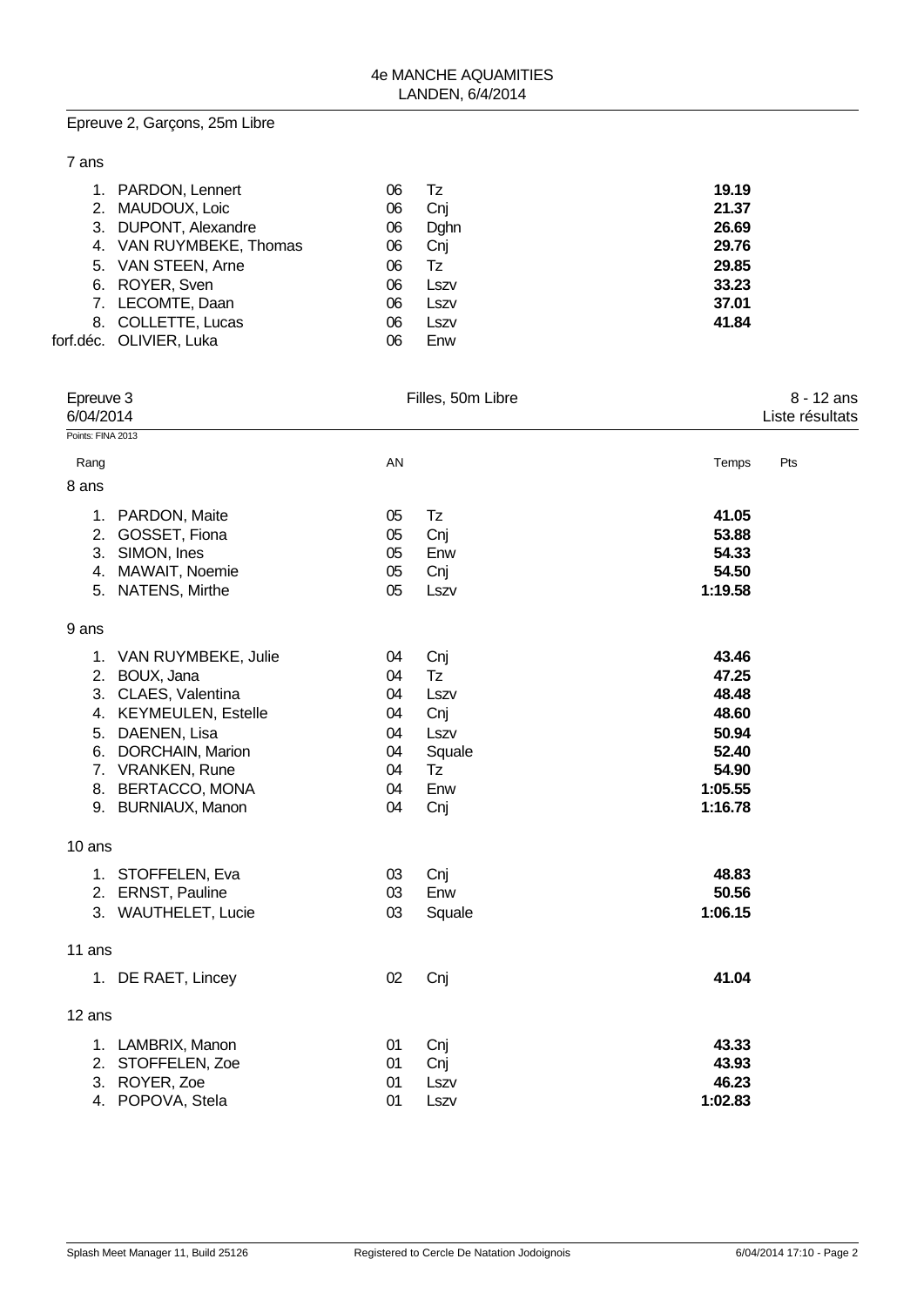## Epreuve 2, Garçons, 25m Libre

### 7 ans

| Rang | Nom | AN | Club | Temps |
|---|---|---|---|---|
| 1. | PARDON, Lennert | 06 | Tz | **19.19** |
| 2. | MAUDOUX, Loic | 06 | Cnj | **21.37** |
| 3. | DUPONT, Alexandre | 06 | Dghn | **26.69** |
| 4. | VAN RUYMBEKE, Thomas | 06 | Cnj | **29.76** |
| 5. | VAN STEEN, Arne | 06 | Tz | **29.85** |
| 6. | ROYER, Sven | 06 | Lszv | **33.23** |
| 7. | LECOMTE, Daan | 06 | Lszv | **37.01** |
| 8. | COLLETTE, Lucas | 06 | Lszv | **41.84** |
| forf.déc. | OLIVIER, Luka | 06 | Enw | |

## Epreuve 3 — Filles, 50m Libre — 8 - 12 ans

6/04/2014 — Liste résultats

Points: FINA 2013

| Rang | | AN | | Temps | Pts |
|---|---|---|---|---|---|
| **8 ans** | | | | | |
| 1. | PARDON, Maite | 05 | Tz | **41.05** | |
| 2. | GOSSET, Fiona | 05 | Cnj | **53.88** | |
| 3. | SIMON, Ines | 05 | Enw | **54.33** | |
| 4. | MAWAIT, Noemie | 05 | Cnj | **54.50** | |
| 5. | NATENS, Mirthe | 05 | Lszv | **1:19.58** | |
| **9 ans** | | | | | |
| 1. | VAN RUYMBEKE, Julie | 04 | Cnj | **43.46** | |
| 2. | BOUX, Jana | 04 | Tz | **47.25** | |
| 3. | CLAES, Valentina | 04 | Lszv | **48.48** | |
| 4. | KEYMEULEN, Estelle | 04 | Cnj | **48.60** | |
| 5. | DAENEN, Lisa | 04 | Lszv | **50.94** | |
| 6. | DORCHAIN, Marion | 04 | Squale | **52.40** | |
| 7. | VRANKEN, Rune | 04 | Tz | **54.90** | |
| 8. | BERTACCO, MONA | 04 | Enw | **1:05.55** | |
| 9. | BURNIAUX, Manon | 04 | Cnj | **1:16.78** | |
| **10 ans** | | | | | |
| 1. | STOFFELEN, Eva | 03 | Cnj | **48.83** | |
| 2. | ERNST, Pauline | 03 | Enw | **50.56** | |
| 3. | WAUTHELET, Lucie | 03 | Squale | **1:06.15** | |
| **11 ans** | | | | | |
| 1. | DE RAET, Lincey | 02 | Cnj | **41.04** | |
| **12 ans** | | | | | |
| 1. | LAMBRIX, Manon | 01 | Cnj | **43.33** | |
| 2. | STOFFELEN, Zoe | 01 | Cnj | **43.93** | |
| 3. | ROYER, Zoe | 01 | Lszv | **46.23** | |
| 4. | POPOVA, Stela | 01 | Lszv | **1:02.83** | |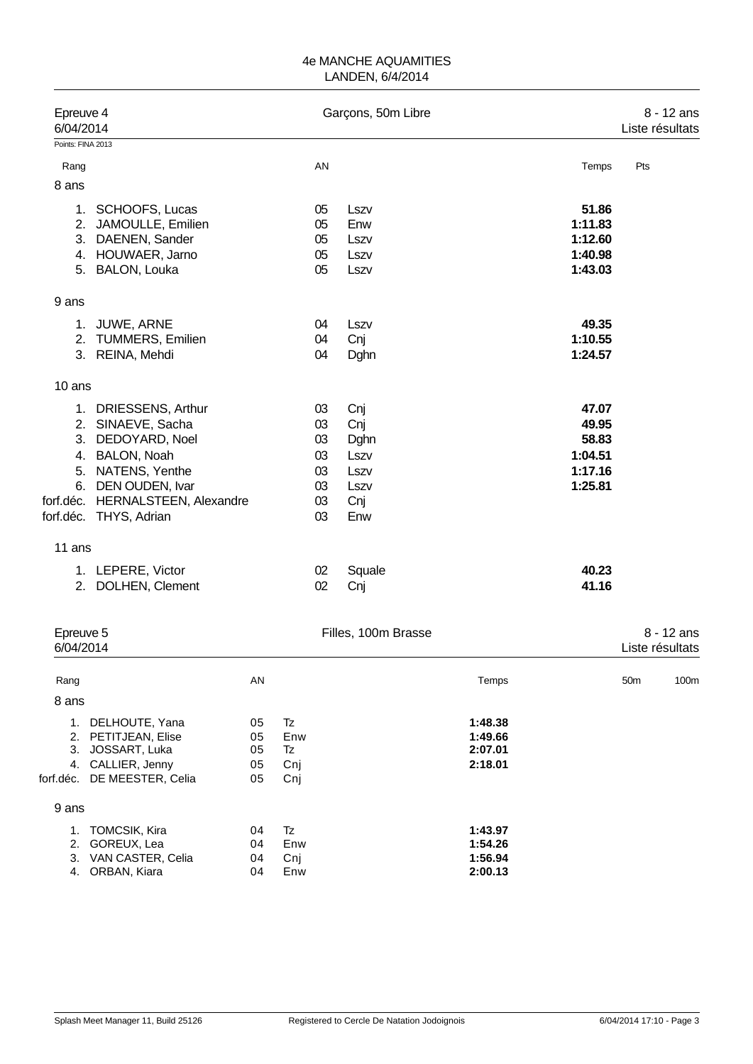# 4e MANCHE AQUAMITIES
LANDEN, 6/4/2014

## Epreuve 4 — Garçons, 50m Libre — 8 - 12 ans

6/04/2014 — Liste résultats

Points: FINA 2013

| Rang | | AN | | Temps | Pts |
|---|---|---|---|---|---|
| **8 ans** | | | | | |
| 1. | SCHOOFS, Lucas | 05 | Lszv | **51.86** | |
| 2. | JAMOULLE, Emilien | 05 | Enw | **1:11.83** | |
| 3. | DAENEN, Sander | 05 | Lszv | **1:12.60** | |
| 4. | HOUWAER, Jarno | 05 | Lszv | **1:40.98** | |
| 5. | BALON, Louka | 05 | Lszv | **1:43.03** | |
| **9 ans** | | | | | |
| 1. | JUWE, ARNE | 04 | Lszv | **49.35** | |
| 2. | TUMMERS, Emilien | 04 | Cnj | **1:10.55** | |
| 3. | REINA, Mehdi | 04 | Dghn | **1:24.57** | |
| **10 ans** | | | | | |
| 1. | DRIESSENS, Arthur | 03 | Cnj | **47.07** | |
| 2. | SINAEVE, Sacha | 03 | Cnj | **49.95** | |
| 3. | DEDOYARD, Noel | 03 | Dghn | **58.83** | |
| 4. | BALON, Noah | 03 | Lszv | **1:04.51** | |
| 5. | NATENS, Yenthe | 03 | Lszv | **1:17.16** | |
| 6. | DEN OUDEN, Ivar | 03 | Lszv | **1:25.81** | |
| forf.déc. | HERNALSTEEN, Alexandre | 03 | Cnj | | |
| forf.déc. | THYS, Adrian | 03 | Enw | | |
| **11 ans** | | | | | |
| 1. | LEPERE, Victor | 02 | Squale | **40.23** | |
| 2. | DOLHEN, Clement | 02 | Cnj | **41.16** | |

## Epreuve 5 — Filles, 100m Brasse — 8 - 12 ans

6/04/2014 — Liste résultats

| Rang | | AN | | Temps | 50m | 100m |
|---|---|---|---|---|---|---|
| **8 ans** | | | | | | |
| 1. | DELHOUTE, Yana | 05 | Tz | **1:48.38** | | |
| 2. | PETITJEAN, Elise | 05 | Enw | **1:49.66** | | |
| 3. | JOSSART, Luka | 05 | Tz | **2:07.01** | | |
| 4. | CALLIER, Jenny | 05 | Cnj | **2:18.01** | | |
| forf.déc. | DE MEESTER, Celia | 05 | Cnj | | | |
| **9 ans** | | | | | | |
| 1. | TOMCSIK, Kira | 04 | Tz | **1:43.97** | | |
| 2. | GOREUX, Lea | 04 | Enw | **1:54.26** | | |
| 3. | VAN CASTER, Celia | 04 | Cnj | **1:56.94** | | |
| 4. | ORBAN, Kiara | 04 | Enw | **2:00.13** | | |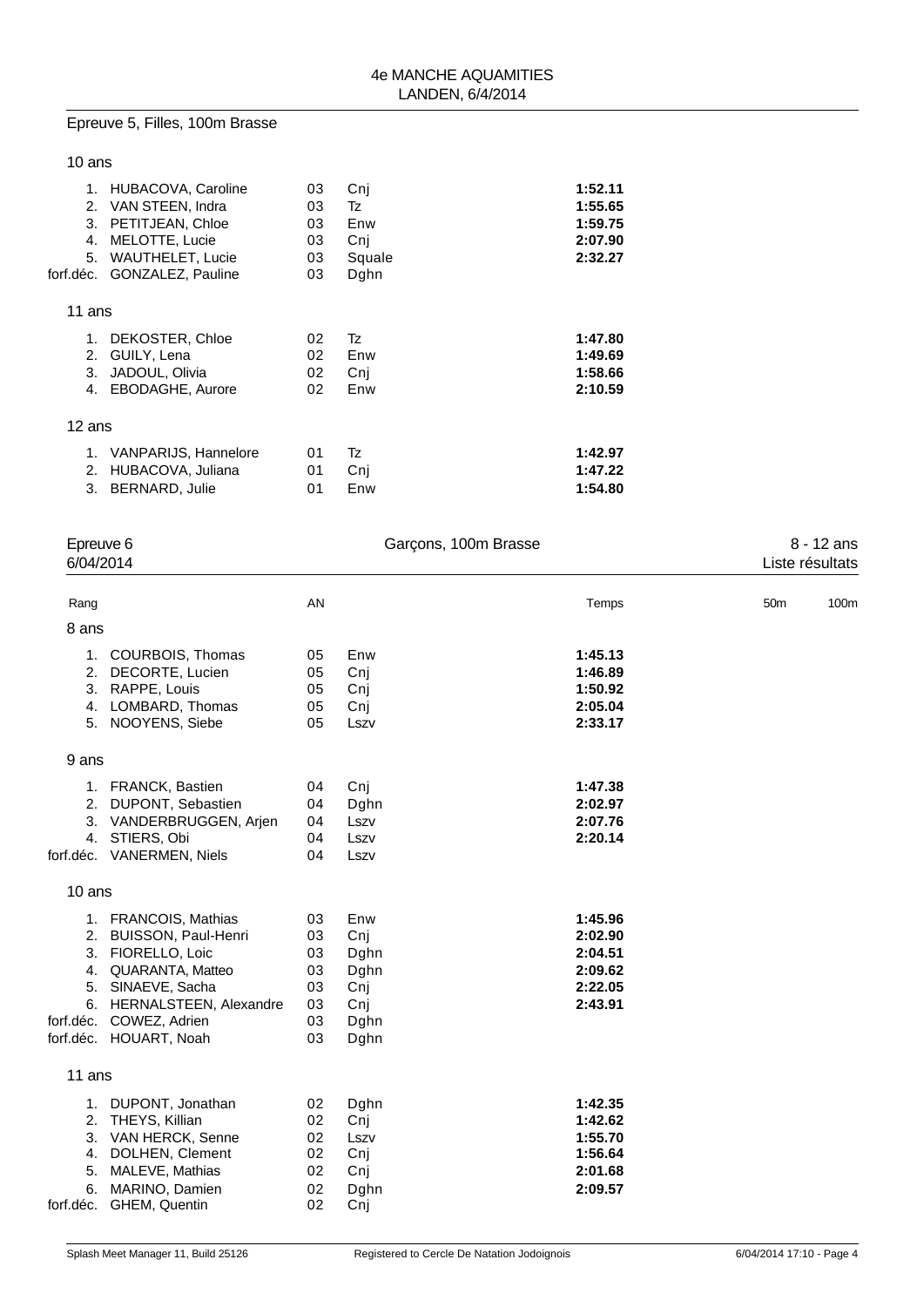4e MANCHE AQUAMITIES
LANDEN, 6/4/2014

## Epreuve 5, Filles, 100m Brasse

### 10 ans

| Rang | Nom | AN | Club | Temps |
|---|---|---|---|---|
| 1. | HUBACOVA, Caroline | 03 | Cnj | **1:52.11** |
| 2. | VAN STEEN, Indra | 03 | Tz | **1:55.65** |
| 3. | PETITJEAN, Chloe | 03 | Enw | **1:59.75** |
| 4. | MELOTTE, Lucie | 03 | Cnj | **2:07.90** |
| 5. | WAUTHELET, Lucie | 03 | Squale | **2:32.27** |
| forf.déc. | GONZALEZ, Pauline | 03 | Dghn | |

### 11 ans

| Rang | Nom | AN | Club | Temps |
|---|---|---|---|---|
| 1. | DEKOSTER, Chloe | 02 | Tz | **1:47.80** |
| 2. | GUILY, Lena | 02 | Enw | **1:49.69** |
| 3. | JADOUL, Olivia | 02 | Cnj | **1:58.66** |
| 4. | EBODAGHE, Aurore | 02 | Enw | **2:10.59** |

### 12 ans

| Rang | Nom | AN | Club | Temps |
|---|---|---|---|---|
| 1. | VANPARIJS, Hannelore | 01 | Tz | **1:42.97** |
| 2. | HUBACOVA, Juliana | 01 | Cnj | **1:47.22** |
| 3. | BERNARD, Julie | 01 | Enw | **1:54.80** |

## Epreuve 6 — Garçons, 100m Brasse — 8 - 12 ans

6/04/2014 — Liste résultats

### 8 ans

| Rang | Nom | AN | Club | Temps | 50m | 100m |
|---|---|---|---|---|---|---|
| 1. | COURBOIS, Thomas | 05 | Enw | **1:45.13** | | |
| 2. | DECORTE, Lucien | 05 | Cnj | **1:46.89** | | |
| 3. | RAPPE, Louis | 05 | Cnj | **1:50.92** | | |
| 4. | LOMBARD, Thomas | 05 | Cnj | **2:05.04** | | |
| 5. | NOOYENS, Siebe | 05 | Lszv | **2:33.17** | | |

### 9 ans

| Rang | Nom | AN | Club | Temps | 50m | 100m |
|---|---|---|---|---|---|---|
| 1. | FRANCK, Bastien | 04 | Cnj | **1:47.38** | | |
| 2. | DUPONT, Sebastien | 04 | Dghn | **2:02.97** | | |
| 3. | VANDERBRUGGEN, Arjen | 04 | Lszv | **2:07.76** | | |
| 4. | STIERS, Obi | 04 | Lszv | **2:20.14** | | |
| forf.déc. | VANERMEN, Niels | 04 | Lszv | | | |

### 10 ans

| Rang | Nom | AN | Club | Temps | 50m | 100m |
|---|---|---|---|---|---|---|
| 1. | FRANCOIS, Mathias | 03 | Enw | **1:45.96** | | |
| 2. | BUISSON, Paul-Henri | 03 | Cnj | **2:02.90** | | |
| 3. | FIORELLO, Loic | 03 | Dghn | **2:04.51** | | |
| 4. | QUARANTA, Matteo | 03 | Dghn | **2:09.62** | | |
| 5. | SINAEVE, Sacha | 03 | Cnj | **2:22.05** | | |
| 6. | HERNALSTEEN, Alexandre | 03 | Cnj | **2:43.91** | | |
| forf.déc. | COWEZ, Adrien | 03 | Dghn | | | |
| forf.déc. | HOUART, Noah | 03 | Dghn | | | |

### 11 ans

| Rang | Nom | AN | Club | Temps | 50m | 100m |
|---|---|---|---|---|---|---|
| 1. | DUPONT, Jonathan | 02 | Dghn | **1:42.35** | | |
| 2. | THEYS, Killian | 02 | Cnj | **1:42.62** | | |
| 3. | VAN HERCK, Senne | 02 | Lszv | **1:55.70** | | |
| 4. | DOLHEN, Clement | 02 | Cnj | **1:56.64** | | |
| 5. | MALEVE, Mathias | 02 | Cnj | **2:01.68** | | |
| 6. | MARINO, Damien | 02 | Dghn | **2:09.57** | | |
| forf.déc. | GHEM, Quentin | 02 | Cnj | | | |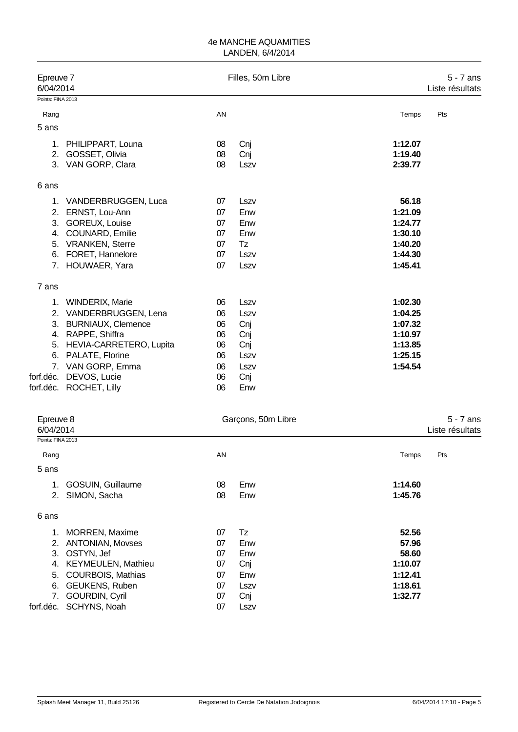# 4e MANCHE AQUAMITIES
LANDEN, 6/4/2014

## Epreuve 7 — Filles, 50m Libre — 5 - 7 ans

6/04/2014 — Liste résultats

Points: FINA 2013

| Rang | | AN | | Temps | Pts |
|---|---|---|---|---|---|
| **5 ans** | | | | | |
| 1. | PHILIPPART, Louna | 08 | Cnj | **1:12.07** | |
| 2. | GOSSET, Olivia | 08 | Cnj | **1:19.40** | |
| 3. | VAN GORP, Clara | 08 | Lszv | **2:39.77** | |
| **6 ans** | | | | | |
| 1. | VANDERBRUGGEN, Luca | 07 | Lszv | **56.18** | |
| 2. | ERNST, Lou-Ann | 07 | Enw | **1:21.09** | |
| 3. | GOREUX, Louise | 07 | Enw | **1:24.77** | |
| 4. | COUNARD, Emilie | 07 | Enw | **1:30.10** | |
| 5. | VRANKEN, Sterre | 07 | Tz | **1:40.20** | |
| 6. | FORET, Hannelore | 07 | Lszv | **1:44.30** | |
| 7. | HOUWAER, Yara | 07 | Lszv | **1:45.41** | |
| **7 ans** | | | | | |
| 1. | WINDERIX, Marie | 06 | Lszv | **1:02.30** | |
| 2. | VANDERBRUGGEN, Lena | 06 | Lszv | **1:04.25** | |
| 3. | BURNIAUX, Clemence | 06 | Cnj | **1:07.32** | |
| 4. | RAPPE, Shiffra | 06 | Cnj | **1:10.97** | |
| 5. | HEVIA-CARRETERO, Lupita | 06 | Cnj | **1:13.85** | |
| 6. | PALATE, Florine | 06 | Lszv | **1:25.15** | |
| 7. | VAN GORP, Emma | 06 | Lszv | **1:54.54** | |
| forf.déc. | DEVOS, Lucie | 06 | Cnj | | |
| forf.déc. | ROCHET, Lilly | 06 | Enw | | |

## Epreuve 8 — Garçons, 50m Libre — 5 - 7 ans

6/04/2014 — Liste résultats

Points: FINA 2013

| Rang | | AN | | Temps | Pts |
|---|---|---|---|---|---|
| **5 ans** | | | | | |
| 1. | GOSUIN, Guillaume | 08 | Enw | **1:14.60** | |
| 2. | SIMON, Sacha | 08 | Enw | **1:45.76** | |
| **6 ans** | | | | | |
| 1. | MORREN, Maxime | 07 | Tz | **52.56** | |
| 2. | ANTONIAN, Movses | 07 | Enw | **57.96** | |
| 3. | OSTYN, Jef | 07 | Enw | **58.60** | |
| 4. | KEYMEULEN, Mathieu | 07 | Cnj | **1:10.07** | |
| 5. | COURBOIS, Mathias | 07 | Enw | **1:12.41** | |
| 6. | GEUKENS, Ruben | 07 | Lszv | **1:18.61** | |
| 7. | GOURDIN, Cyril | 07 | Cnj | **1:32.77** | |
| forf.déc. | SCHYNS, Noah | 07 | Lszv | | |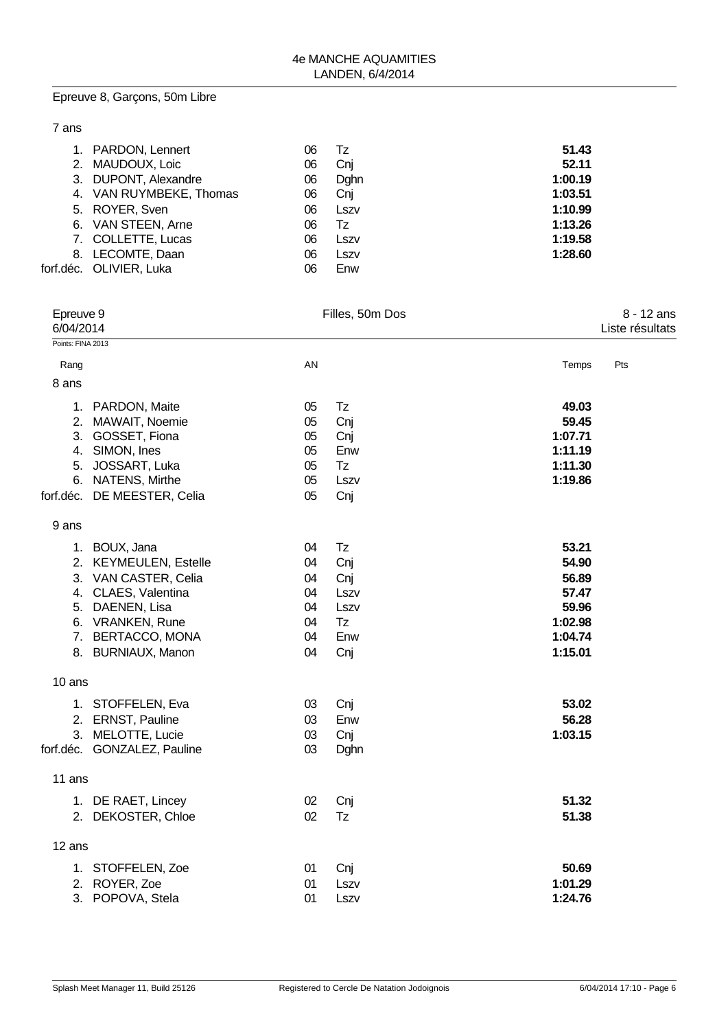Epreuve 8, Garçons, 50m Libre

7 ans

| Rang | Nom | AN | Club | Temps |
|---|---|---|---|---|
| 1. | PARDON, Lennert | 06 | Tz | **51.43** |
| 2. | MAUDOUX, Loic | 06 | Cnj | **52.11** |
| 3. | DUPONT, Alexandre | 06 | Dghn | **1:00.19** |
| 4. | VAN RUYMBEKE, Thomas | 06 | Cnj | **1:03.51** |
| 5. | ROYER, Sven | 06 | Lszv | **1:10.99** |
| 6. | VAN STEEN, Arne | 06 | Tz | **1:13.26** |
| 7. | COLLETTE, Lucas | 06 | Lszv | **1:19.58** |
| 8. | LECOMTE, Daan | 06 | Lszv | **1:28.60** |
| forf.déc. | OLIVIER, Luka | 06 | Enw | |

Epreuve 9 — Filles, 50m Dos — 8 - 12 ans

6/04/2014 — Liste résultats

Points: FINA 2013

| Rang | | AN | | Temps | Pts |
|---|---|---|---|---|---|
| **8 ans** | | | | | |
| 1. | PARDON, Maite | 05 | Tz | **49.03** | |
| 2. | MAWAIT, Noemie | 05 | Cnj | **59.45** | |
| 3. | GOSSET, Fiona | 05 | Cnj | **1:07.71** | |
| 4. | SIMON, Ines | 05 | Enw | **1:11.19** | |
| 5. | JOSSART, Luka | 05 | Tz | **1:11.30** | |
| 6. | NATENS, Mirthe | 05 | Lszv | **1:19.86** | |
| forf.déc. | DE MEESTER, Celia | 05 | Cnj | | |
| **9 ans** | | | | | |
| 1. | BOUX, Jana | 04 | Tz | **53.21** | |
| 2. | KEYMEULEN, Estelle | 04 | Cnj | **54.90** | |
| 3. | VAN CASTER, Celia | 04 | Cnj | **56.89** | |
| 4. | CLAES, Valentina | 04 | Lszv | **57.47** | |
| 5. | DAENEN, Lisa | 04 | Lszv | **59.96** | |
| 6. | VRANKEN, Rune | 04 | Tz | **1:02.98** | |
| 7. | BERTACCO, MONA | 04 | Enw | **1:04.74** | |
| 8. | BURNIAUX, Manon | 04 | Cnj | **1:15.01** | |
| **10 ans** | | | | | |
| 1. | STOFFELEN, Eva | 03 | Cnj | **53.02** | |
| 2. | ERNST, Pauline | 03 | Enw | **56.28** | |
| 3. | MELOTTE, Lucie | 03 | Cnj | **1:03.15** | |
| forf.déc. | GONZALEZ, Pauline | 03 | Dghn | | |
| **11 ans** | | | | | |
| 1. | DE RAET, Lincey | 02 | Cnj | **51.32** | |
| 2. | DEKOSTER, Chloe | 02 | Tz | **51.38** | |
| **12 ans** | | | | | |
| 1. | STOFFELEN, Zoe | 01 | Cnj | **50.69** | |
| 2. | ROYER, Zoe | 01 | Lszv | **1:01.29** | |
| 3. | POPOVA, Stela | 01 | Lszv | **1:24.76** | |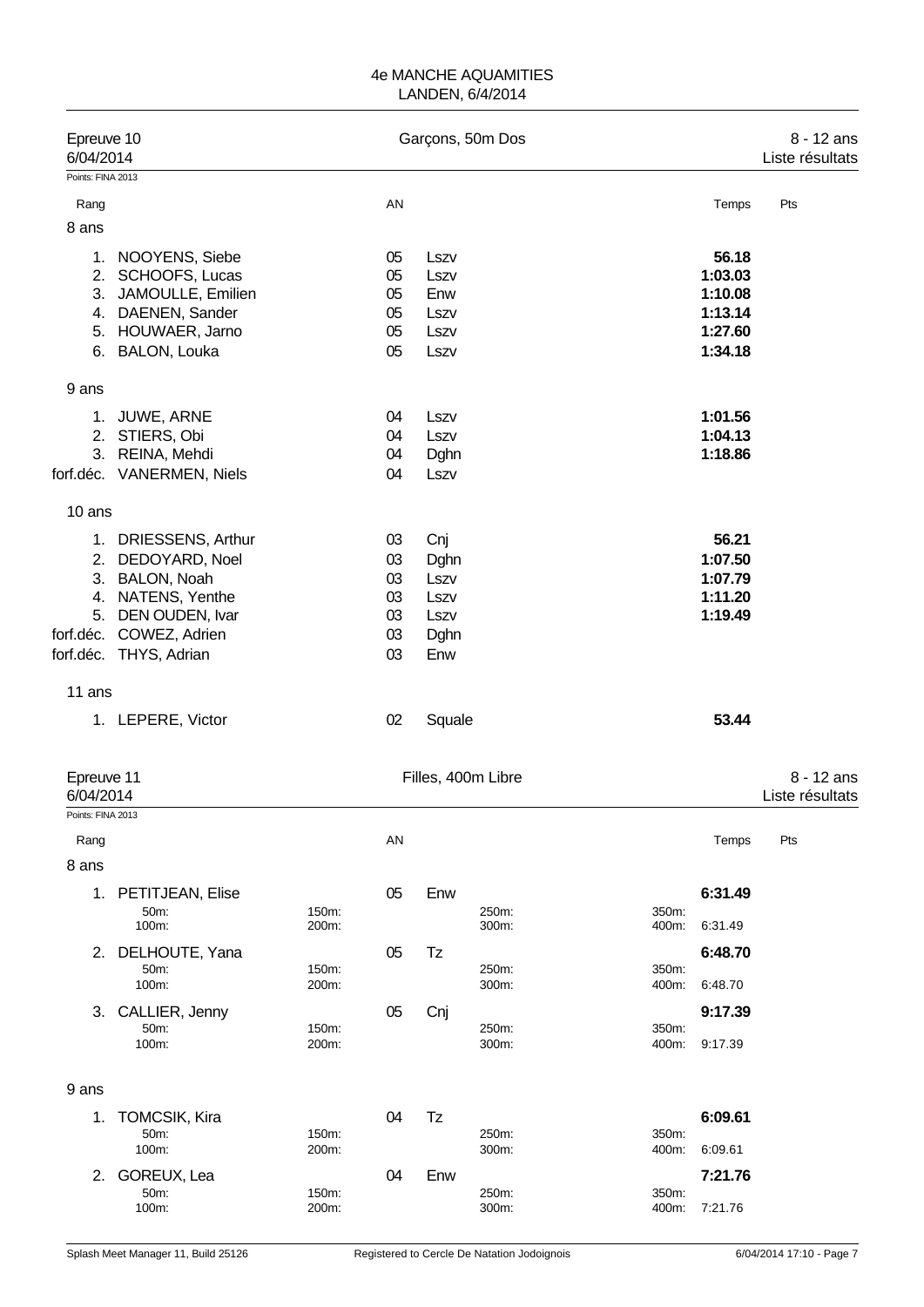4e MANCHE AQUAMITIES
LANDEN, 6/4/2014

## Epreuve 10 — Garçons, 50m Dos — 8 - 12 ans

6/04/2014 — Liste résultats

Points: FINA 2013

| Rang | | AN | | Temps | Pts |
|---|---|---|---|---|---|
| **8 ans** | | | | | |
| 1. | NOOYENS, Siebe | 05 | Lszv | **56.18** | |
| 2. | SCHOOFS, Lucas | 05 | Lszv | **1:03.03** | |
| 3. | JAMOULLE, Emilien | 05 | Enw | **1:10.08** | |
| 4. | DAENEN, Sander | 05 | Lszv | **1:13.14** | |
| 5. | HOUWAER, Jarno | 05 | Lszv | **1:27.60** | |
| 6. | BALON, Louka | 05 | Lszv | **1:34.18** | |
| **9 ans** | | | | | |
| 1. | JUWE, ARNE | 04 | Lszv | **1:01.56** | |
| 2. | STIERS, Obi | 04 | Lszv | **1:04.13** | |
| 3. | REINA, Mehdi | 04 | Dghn | **1:18.86** | |
| forf.déc. | VANERMEN, Niels | 04 | Lszv | | |
| **10 ans** | | | | | |
| 1. | DRIESSENS, Arthur | 03 | Cnj | **56.21** | |
| 2. | DEDOYARD, Noel | 03 | Dghn | **1:07.50** | |
| 3. | BALON, Noah | 03 | Lszv | **1:07.79** | |
| 4. | NATENS, Yenthe | 03 | Lszv | **1:11.20** | |
| 5. | DEN OUDEN, Ivar | 03 | Lszv | **1:19.49** | |
| forf.déc. | COWEZ, Adrien | 03 | Dghn | | |
| forf.déc. | THYS, Adrian | 03 | Enw | | |
| **11 ans** | | | | | |
| 1. | LEPERE, Victor | 02 | Squale | **53.44** | |

## Epreuve 11 — Filles, 400m Libre — 8 - 12 ans

6/04/2014 — Liste résultats

Points: FINA 2013

| Rang | | AN | | Temps | Pts |
|---|---|---|---|---|---|
| **8 ans** | | | | | |
| 1. | PETITJEAN, Elise | 05 | Enw | **6:31.49** | |
| | 50m: / 100m: / 150m: / 200m: / 250m: / 300m: / 350m: / 400m: 6:31.49 | | | | |
| 2. | DELHOUTE, Yana | 05 | Tz | **6:48.70** | |
| | 50m: / 100m: / 150m: / 200m: / 250m: / 300m: / 350m: / 400m: 6:48.70 | | | | |
| 3. | CALLIER, Jenny | 05 | Cnj | **9:17.39** | |
| | 50m: / 100m: / 150m: / 200m: / 250m: / 300m: / 350m: / 400m: 9:17.39 | | | | |
| **9 ans** | | | | | |
| 1. | TOMCSIK, Kira | 04 | Tz | **6:09.61** | |
| | 50m: / 100m: / 150m: / 200m: / 250m: / 300m: / 350m: / 400m: 6:09.61 | | | | |
| 2. | GOREUX, Lea | 04 | Enw | **7:21.76** | |
| | 50m: / 100m: / 150m: / 200m: / 250m: / 300m: / 350m: / 400m: 7:21.76 | | | | |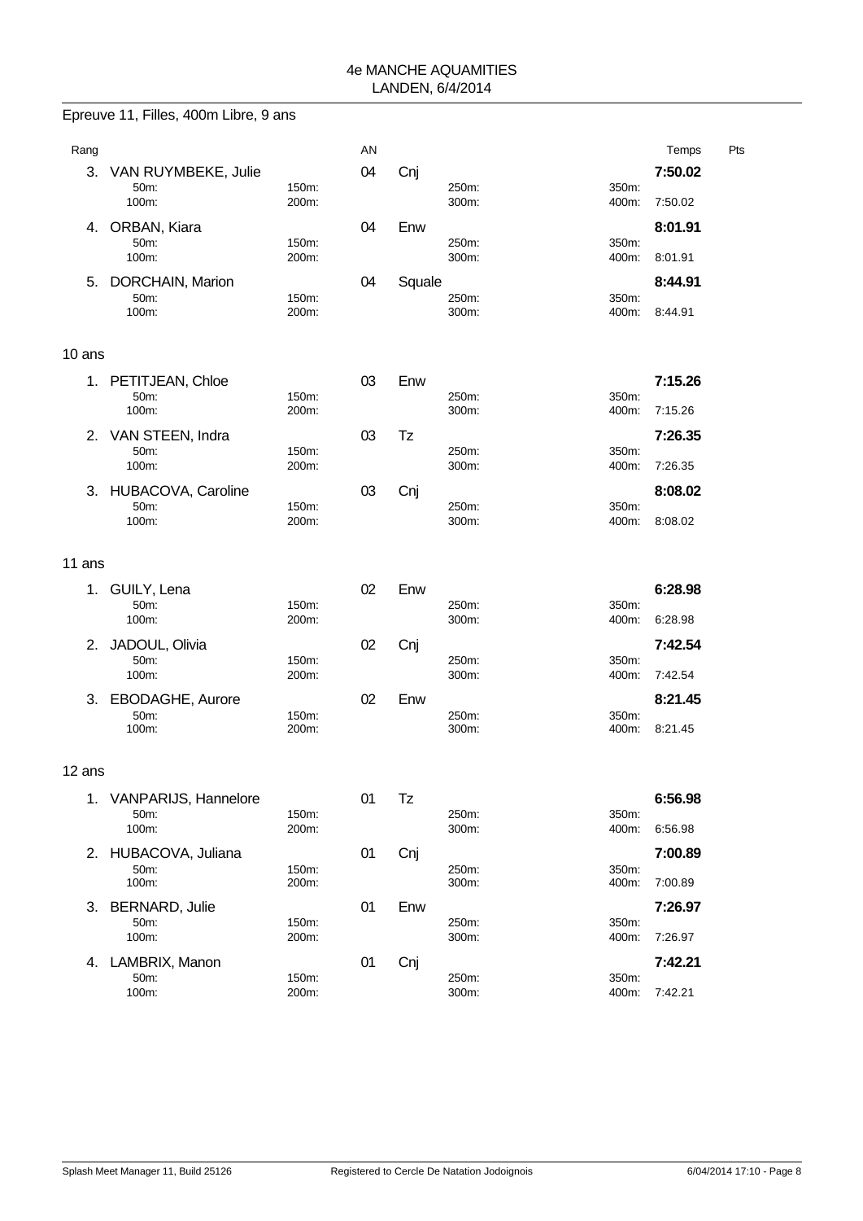## Epreuve 11, Filles, 400m Libre, 9 ans

| Rang | | AN | | Temps | Pts |
|---|---|---|---|---|---|
| 3. | VAN RUYMBEKE, Julie | 04 | Cnj | 7:50.02 | |
| | 50m: 150m: 250m: 350m: | | | | |
| | 100m: 200m: 300m: 400m: 7:50.02 | | | | |
| 4. | ORBAN, Kiara | 04 | Enw | 8:01.91 | |
| | 50m: 150m: 250m: 350m: | | | | |
| | 100m: 200m: 300m: 400m: 8:01.91 | | | | |
| 5. | DORCHAIN, Marion | 04 | Squale | 8:44.91 | |
| | 50m: 150m: 250m: 350m: | | | | |
| | 100m: 200m: 300m: 400m: 8:44.91 | | | | |

### 10 ans

| Rang | | AN | | Temps | Pts |
|---|---|---|---|---|---|
| 1. | PETITJEAN, Chloe | 03 | Enw | 7:15.26 | |
| | 50m: 150m: 250m: 350m: | | | | |
| | 100m: 200m: 300m: 400m: 7:15.26 | | | | |
| 2. | VAN STEEN, Indra | 03 | Tz | 7:26.35 | |
| | 50m: 150m: 250m: 350m: | | | | |
| | 100m: 200m: 300m: 400m: 7:26.35 | | | | |
| 3. | HUBACOVA, Caroline | 03 | Cnj | 8:08.02 | |
| | 50m: 150m: 250m: 350m: | | | | |
| | 100m: 200m: 300m: 400m: 8:08.02 | | | | |

### 11 ans

| Rang | | AN | | Temps | Pts |
|---|---|---|---|---|---|
| 1. | GUILY, Lena | 02 | Enw | 6:28.98 | |
| | 50m: 150m: 250m: 350m: | | | | |
| | 100m: 200m: 300m: 400m: 6:28.98 | | | | |
| 2. | JADOUL, Olivia | 02 | Cnj | 7:42.54 | |
| | 50m: 150m: 250m: 350m: | | | | |
| | 100m: 200m: 300m: 400m: 7:42.54 | | | | |
| 3. | EBODAGHE, Aurore | 02 | Enw | 8:21.45 | |
| | 50m: 150m: 250m: 350m: | | | | |
| | 100m: 200m: 300m: 400m: 8:21.45 | | | | |

### 12 ans

| Rang | | AN | | Temps | Pts |
|---|---|---|---|---|---|
| 1. | VANPARIJS, Hannelore | 01 | Tz | 6:56.98 | |
| | 50m: 150m: 250m: 350m: | | | | |
| | 100m: 200m: 300m: 400m: 6:56.98 | | | | |
| 2. | HUBACOVA, Juliana | 01 | Cnj | 7:00.89 | |
| | 50m: 150m: 250m: 350m: | | | | |
| | 100m: 200m: 300m: 400m: 7:00.89 | | | | |
| 3. | BERNARD, Julie | 01 | Enw | 7:26.97 | |
| | 50m: 150m: 250m: 350m: | | | | |
| | 100m: 200m: 300m: 400m: 7:26.97 | | | | |
| 4. | LAMBRIX, Manon | 01 | Cnj | 7:42.21 | |
| | 50m: 150m: 250m: 350m: | | | | |
| | 100m: 200m: 300m: 400m: 7:42.21 | | | | |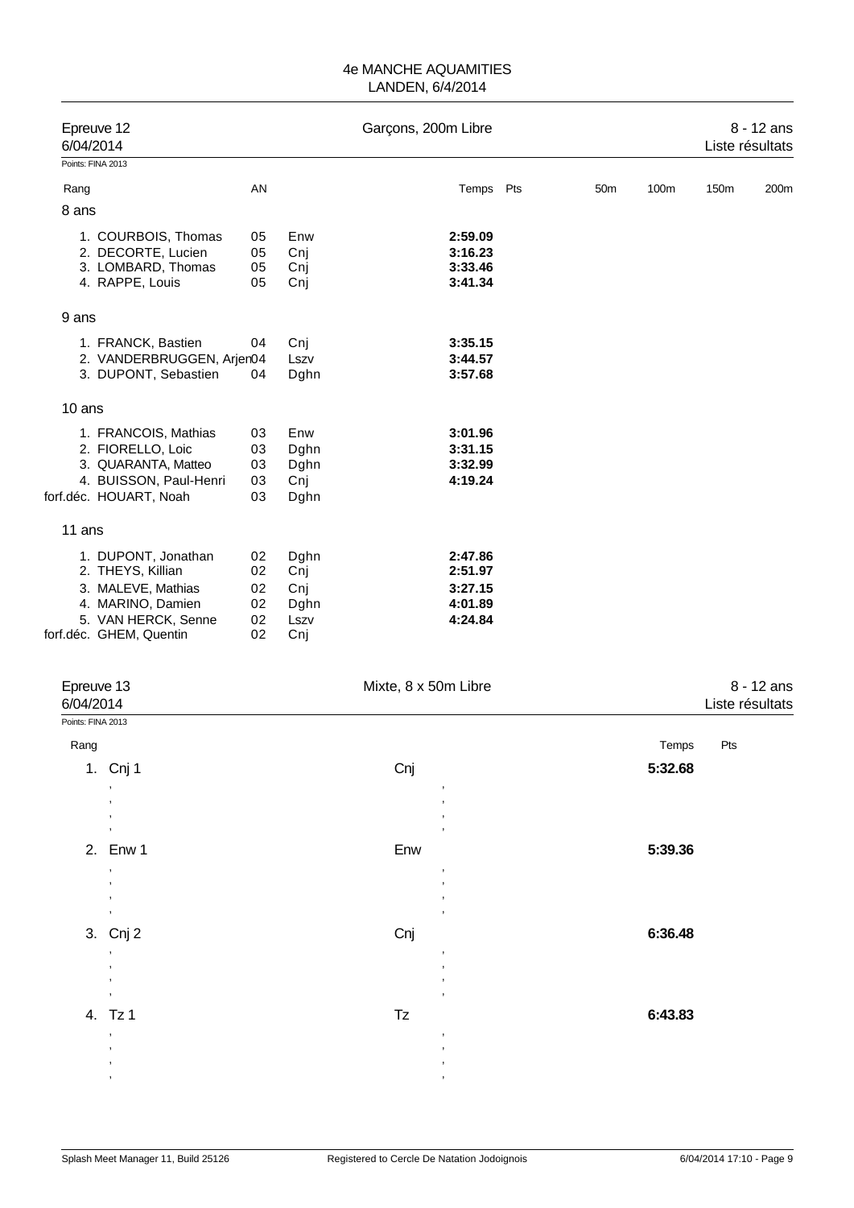4e MANCHE AQUAMITIES
LANDEN, 6/4/2014

## Epreuve 12 — Garçons, 200m Libre — 8 - 12 ans

6/04/2014 — Liste résultats

Points: FINA 2013

| Rang | | AN | | Temps | Pts | 50m | 100m | 150m | 200m |
|---|---|---|---|---|---|---|---|---|---|
| **8 ans** | | | | | | | | | |
| 1. | COURBOIS, Thomas | 05 | Enw | **2:59.09** | | | | | |
| 2. | DECORTE, Lucien | 05 | Cnj | **3:16.23** | | | | | |
| 3. | LOMBARD, Thomas | 05 | Cnj | **3:33.46** | | | | | |
| 4. | RAPPE, Louis | 05 | Cnj | **3:41.34** | | | | | |
| **9 ans** | | | | | | | | | |
| 1. | FRANCK, Bastien | 04 | Cnj | **3:35.15** | | | | | |
| 2. | VANDERBRUGGEN, Arjen | 04 | Lszv | **3:44.57** | | | | | |
| 3. | DUPONT, Sebastien | 04 | Dghn | **3:57.68** | | | | | |
| **10 ans** | | | | | | | | | |
| 1. | FRANCOIS, Mathias | 03 | Enw | **3:01.96** | | | | | |
| 2. | FIORELLO, Loic | 03 | Dghn | **3:31.15** | | | | | |
| 3. | QUARANTA, Matteo | 03 | Dghn | **3:32.99** | | | | | |
| 4. | BUISSON, Paul-Henri | 03 | Cnj | **4:19.24** | | | | | |
| forf.déc. | HOUART, Noah | 03 | Dghn | | | | | | |
| **11 ans** | | | | | | | | | |
| 1. | DUPONT, Jonathan | 02 | Dghn | **2:47.86** | | | | | |
| 2. | THEYS, Killian | 02 | Cnj | **2:51.97** | | | | | |
| 3. | MALEVE, Mathias | 02 | Cnj | **3:27.15** | | | | | |
| 4. | MARINO, Damien | 02 | Dghn | **4:01.89** | | | | | |
| 5. | VAN HERCK, Senne | 02 | Lszv | **4:24.84** | | | | | |
| forf.déc. | GHEM, Quentin | 02 | Cnj | | | | | | |

## Epreuve 13 — Mixte, 8 x 50m Libre — 8 - 12 ans

6/04/2014 — Liste résultats

Points: FINA 2013

| Rang | | | Temps | Pts |
|---|---|---|---|---|
| 1. | Cnj 1 | Cnj | **5:32.68** | |
| 2. | Enw 1 | Enw | **5:39.36** | |
| 3. | Cnj 2 | Cnj | **6:36.48** | |
| 4. | Tz 1 | Tz | **6:43.83** | |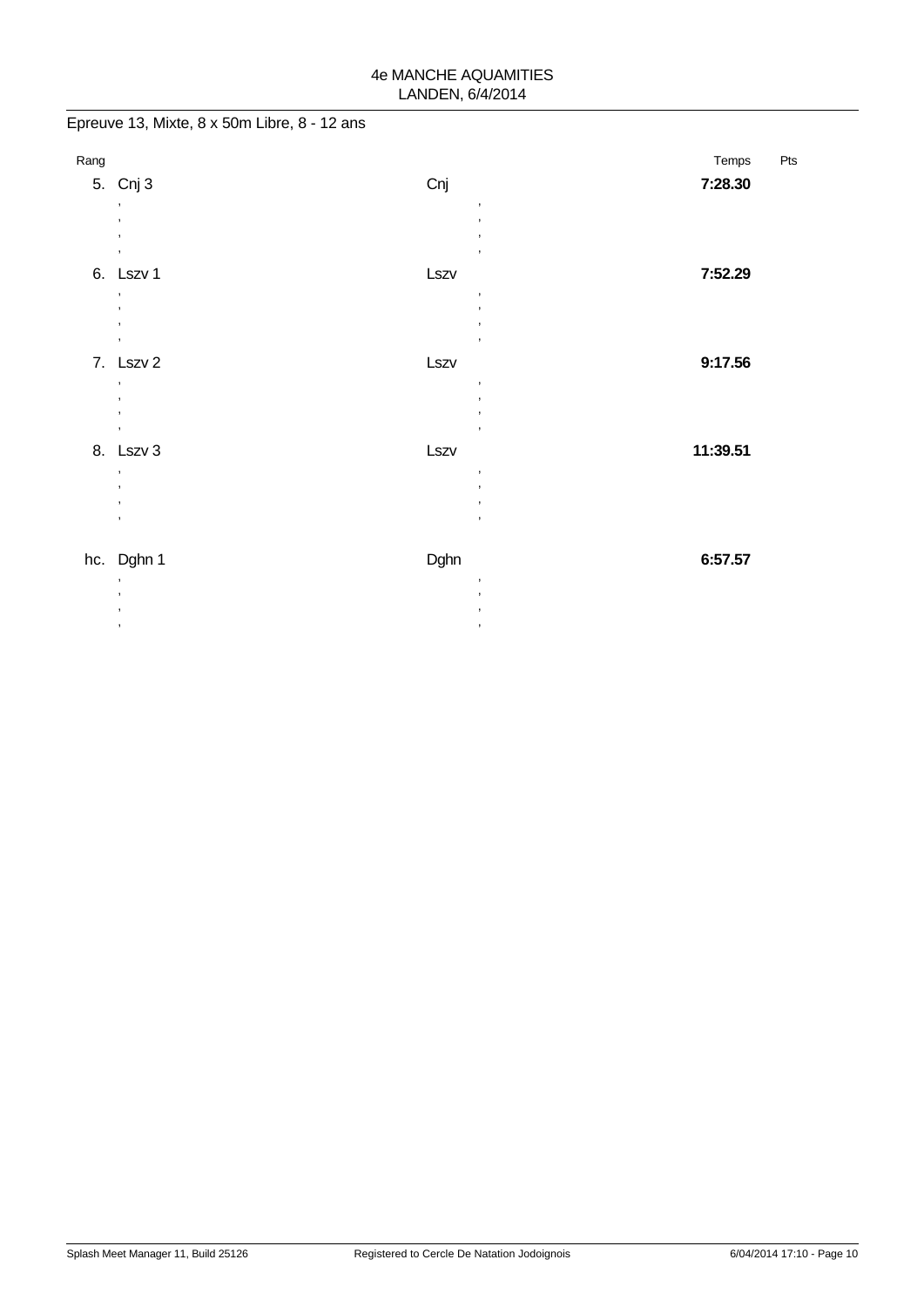## Epreuve 13, Mixte, 8 x 50m Libre, 8 - 12 ans

| Rang | | | Temps | Pts |
|---|---|---|---|---|
| 5. | Cnj 3 | Cnj | **7:28.30** | |
| | , | , | | |
| | , | , | | |
| | , | , | | |
| | , | , | | |
| 6. | Lszv 1 | Lszv | **7:52.29** | |
| | , | , | | |
| | , | , | | |
| | , | , | | |
| | , | , | | |
| 7. | Lszv 2 | Lszv | **9:17.56** | |
| | , | , | | |
| | , | , | | |
| | , | , | | |
| | , | , | | |
| 8. | Lszv 3 | Lszv | **11:39.51** | |
| | , | , | | |
| | , | , | | |
| | , | , | | |
| | , | , | | |
| hc. | Dghn 1 | Dghn | **6:57.57** | |
| | , | , | | |
| | , | , | | |
| | , | , | | |
| | , | , | | |